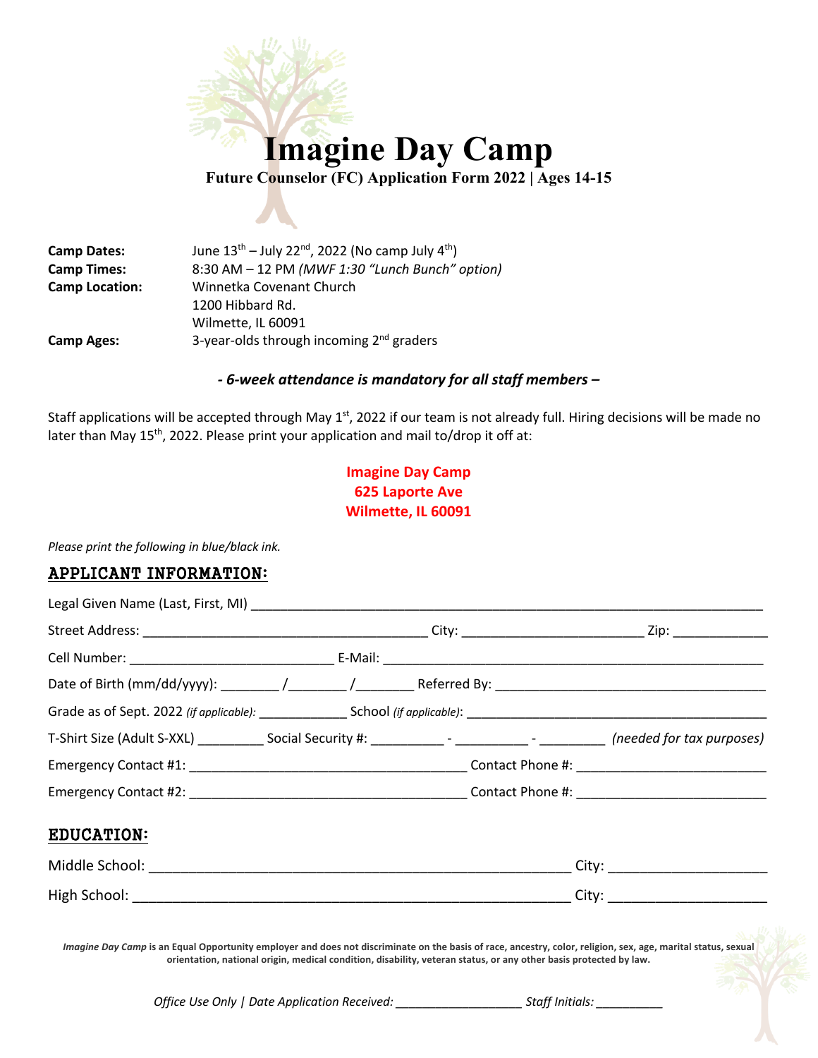# Imagine Day Camp

**Future Counselor (FC) Application Form 2022 | Ages 14-15**

| | |
|---|---|
| **Camp Dates:** | June 13th – July 22nd, 2022 (No camp July 4th) |
| **Camp Times:** | 8:30 AM – 12 PM *(MWF 1:30 "Lunch Bunch" option)* |
| **Camp Location:** | Winnetka Covenant Church<br>1200 Hibbard Rd.<br>Wilmette, IL 60091 |
| **Camp Ages:** | 3-year-olds through incoming 2nd graders |

***- 6-week attendance is mandatory for all staff members –***

Staff applications will be accepted through May 1st, 2022 if our team is not already full. Hiring decisions will be made no later than May 15th, 2022. Please print your application and mail to/drop it off at:

**Imagine Day Camp**
**625 Laporte Ave**
**Wilmette, IL 60091**

*Please print the following in blue/black ink.*

## APPLICANT INFORMATION:

Legal Given Name (Last, First, MI) ________________________________________

Street Address: ______________________________ City: ____________________ Zip: ___________

Cell Number: ______________________ E-Mail: ________________________________________

Date of Birth (mm/dd/yyyy): _______ /_______ /_______ Referred By: ____________________________

Grade as of Sept. 2022 *(if applicable)*: __________ School *(if applicable)*: ________________________________

T-Shirt Size (Adult S-XXL) ________ Social Security #: _________ - _________ - ________ *(needed for tax purposes)*

Emergency Contact #1: ______________________________ Contact Phone #: ____________________

Emergency Contact #2: ______________________________ Contact Phone #: ____________________

## EDUCATION:

Middle School: ____________________________________________ City: __________________

High School: _____________________________________________ City: __________________

*Imagine Day Camp* **is an Equal Opportunity employer and does not discriminate on the basis of race, ancestry, color, religion, sex, age, marital status, sexual orientation, national origin, medical condition, disability, veteran status, or any other basis protected by law.**

*Office Use Only | Date Application Received: ________________ Staff Initials: _________*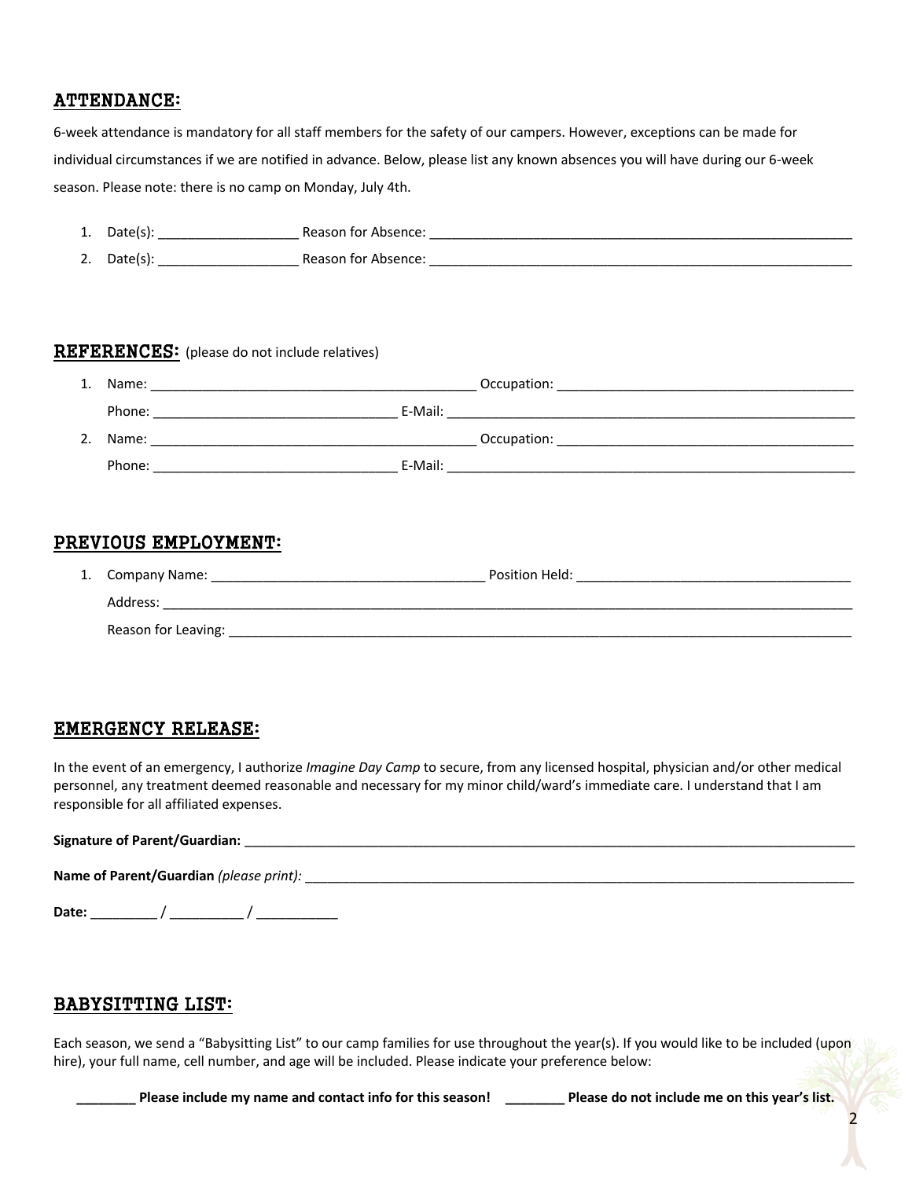## ATTENDANCE:

6-week attendance is mandatory for all staff members for the safety of our campers. However, exceptions can be made for individual circumstances if we are notified in advance. Below, please list any known absences you will have during our 6-week season. Please note: there is no camp on Monday, July 4th.

1. Date(s): ___________________ Reason for Absence: ___________________________________________________________
2. Date(s): ___________________ Reason for Absence: ___________________________________________________________

## REFERENCES: (please do not include relatives)

1. Name: ____________________________________________ Occupation: ________________________________________

   Phone: _________________________________ E-Mail: _________________________________________________________
2. Name: ____________________________________________ Occupation: ________________________________________

   Phone: _________________________________ E-Mail: _________________________________________________________

## PREVIOUS EMPLOYMENT:

1. Company Name: _____________________________________ Position Held: _____________________________________

   Address: ______________________________________________________________________________________________

   Reason for Leaving: _____________________________________________________________________________________

## EMERGENCY RELEASE:

In the event of an emergency, I authorize *Imagine Day Camp* to secure, from any licensed hospital, physician and/or other medical personnel, any treatment deemed reasonable and necessary for my minor child/ward's immediate care. I understand that I am responsible for all affiliated expenses.

**Signature of Parent/Guardian:** _________________________________________________________________________________

**Name of Parent/Guardian** *(please print):* ______________________________________________________________________

**Date:** _________ / __________ / ___________

## BABYSITTING LIST:

Each season, we send a "Babysitting List" to our camp families for use throughout the year(s). If you would like to be included (upon hire), your full name, cell number, and age will be included. Please indicate your preference below:

**________ Please include my name and contact info for this season!** **________ Please do not include me on this year's list.**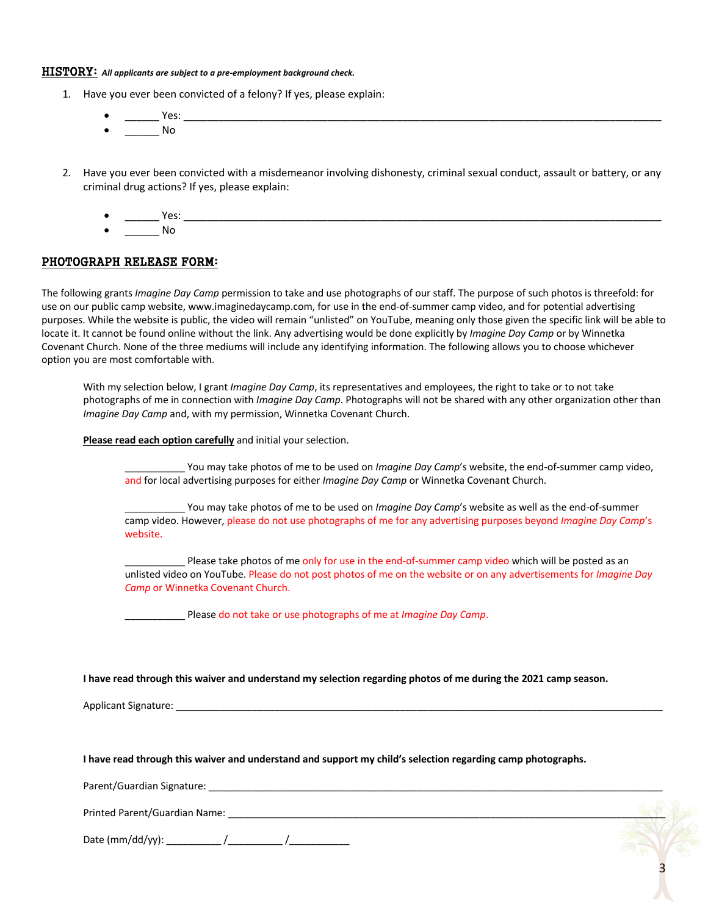**HISTORY:** ***All applicants are subject to a pre-employment background check.***

1. Have you ever been convicted of a felony? If yes, please explain:
   - ______ Yes: ______________________________________________________________________________
   - ______ No

2. Have you ever been convicted with a misdemeanor involving dishonesty, criminal sexual conduct, assault or battery, or any criminal drug actions? If yes, please explain:
   - ______ Yes: ______________________________________________________________________________
   - ______ No

**PHOTOGRAPH RELEASE FORM:**

The following grants *Imagine Day Camp* permission to take and use photographs of our staff. The purpose of such photos is threefold: for use on our public camp website, www.imaginedaycamp.com, for use in the end-of-summer camp video, and for potential advertising purposes. While the website is public, the video will remain "unlisted" on YouTube, meaning only those given the specific link will be able to locate it. It cannot be found online without the link. Any advertising would be done explicitly by *Imagine Day Camp* or by Winnetka Covenant Church. None of the three mediums will include any identifying information. The following allows you to choose whichever option you are most comfortable with.

With my selection below, I grant *Imagine Day Camp*, its representatives and employees, the right to take or to not take photographs of me in connection with *Imagine Day Camp*. Photographs will not be shared with any other organization other than *Imagine Day Camp* and, with my permission, Winnetka Covenant Church.

**Please read each option carefully** and initial your selection.

___________ You may take photos of me to be used on *Imagine Day Camp*'s website, the end-of-summer camp video, and for local advertising purposes for either *Imagine Day Camp* or Winnetka Covenant Church.

___________ You may take photos of me to be used on *Imagine Day Camp*'s website as well as the end-of-summer camp video. However, please do not use photographs of me for any advertising purposes beyond *Imagine Day Camp*'s website.

___________ Please take photos of me only for use in the end-of-summer camp video which will be posted as an unlisted video on YouTube. Please do not post photos of me on the website or on any advertisements for *Imagine Day Camp* or Winnetka Covenant Church.

___________ Please do not take or use photographs of me at *Imagine Day Camp*.

**I have read through this waiver and understand my selection regarding photos of me during the 2021 camp season.**

Applicant Signature: ______________________________________________________________________________

**I have read through this waiver and understand and support my child's selection regarding camp photographs.**

Parent/Guardian Signature: ________________________________________________________________________

Printed Parent/Guardian Name: _____________________________________________________________________

Date (mm/dd/yy): __________ /__________ /___________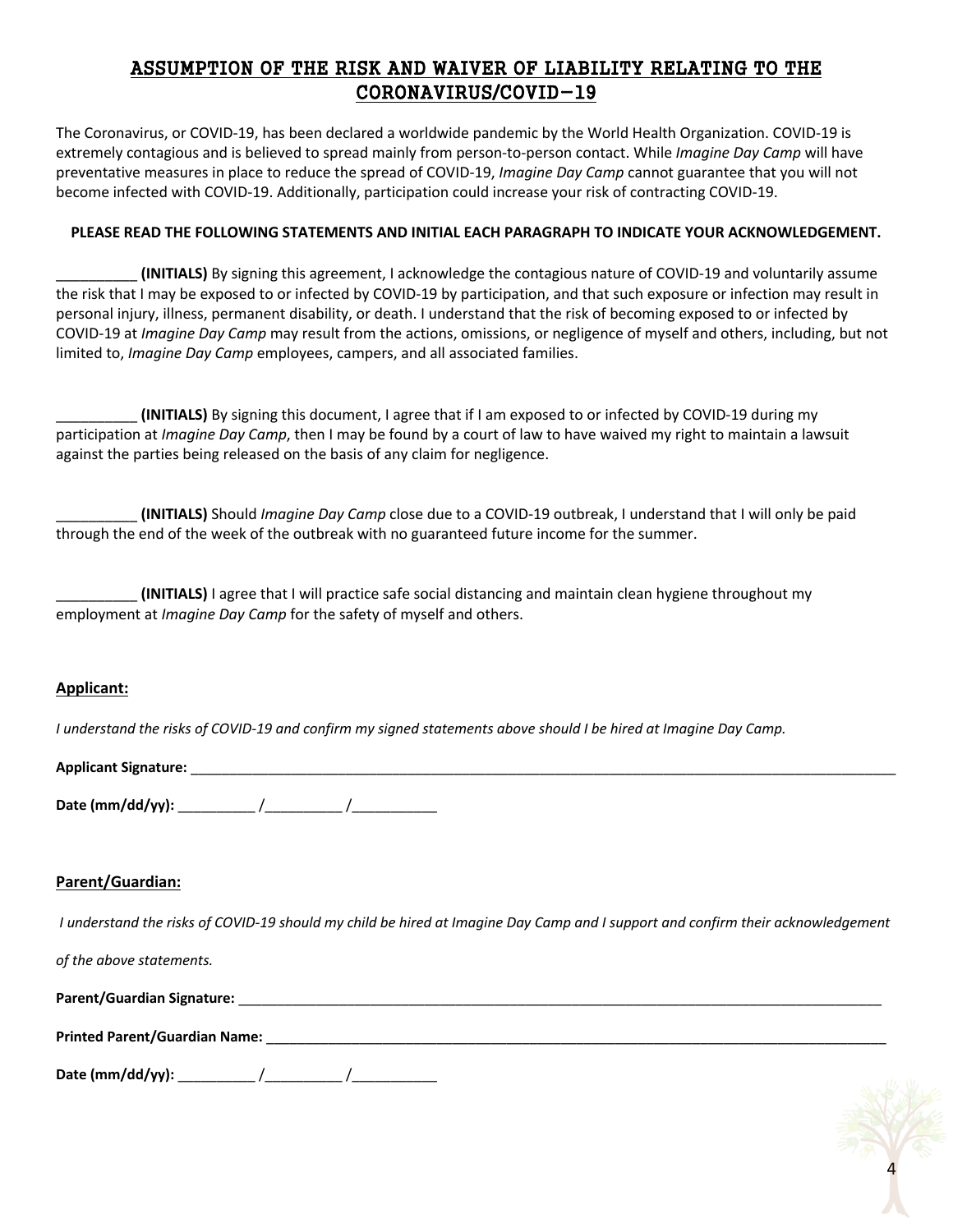# ASSUMPTION OF THE RISK AND WAIVER OF LIABILITY RELATING TO THE CORONAVIRUS/COVID-19

The Coronavirus, or COVID-19, has been declared a worldwide pandemic by the World Health Organization. COVID-19 is extremely contagious and is believed to spread mainly from person-to-person contact. While *Imagine Day Camp* will have preventative measures in place to reduce the spread of COVID-19, *Imagine Day Camp* cannot guarantee that you will not become infected with COVID-19. Additionally, participation could increase your risk of contracting COVID-19.

**PLEASE READ THE FOLLOWING STATEMENTS AND INITIAL EACH PARAGRAPH TO INDICATE YOUR ACKNOWLEDGEMENT.**

__________ **(INITIALS)** By signing this agreement, I acknowledge the contagious nature of COVID-19 and voluntarily assume the risk that I may be exposed to or infected by COVID-19 by participation, and that such exposure or infection may result in personal injury, illness, permanent disability, or death. I understand that the risk of becoming exposed to or infected by COVID-19 at *Imagine Day Camp* may result from the actions, omissions, or negligence of myself and others, including, but not limited to, *Imagine Day Camp* employees, campers, and all associated families.

__________ **(INITIALS)** By signing this document, I agree that if I am exposed to or infected by COVID-19 during my participation at *Imagine Day Camp*, then I may be found by a court of law to have waived my right to maintain a lawsuit against the parties being released on the basis of any claim for negligence.

__________ **(INITIALS)** Should *Imagine Day Camp* close due to a COVID-19 outbreak, I understand that I will only be paid through the end of the week of the outbreak with no guaranteed future income for the summer.

__________ **(INITIALS)** I agree that I will practice safe social distancing and maintain clean hygiene throughout my employment at *Imagine Day Camp* for the safety of myself and others.

**Applicant:**

*I understand the risks of COVID-19 and confirm my signed statements above should I be hired at Imagine Day Camp.*

**Applicant Signature:** ____________________________________________

**Date (mm/dd/yy):** __________ /__________ /___________

**Parent/Guardian:**

*I understand the risks of COVID-19 should my child be hired at Imagine Day Camp and I support and confirm their acknowledgement of the above statements.*

**Parent/Guardian Signature:** ____________________________________________

**Printed Parent/Guardian Name:** ____________________________________________

**Date (mm/dd/yy):** __________ /__________ /___________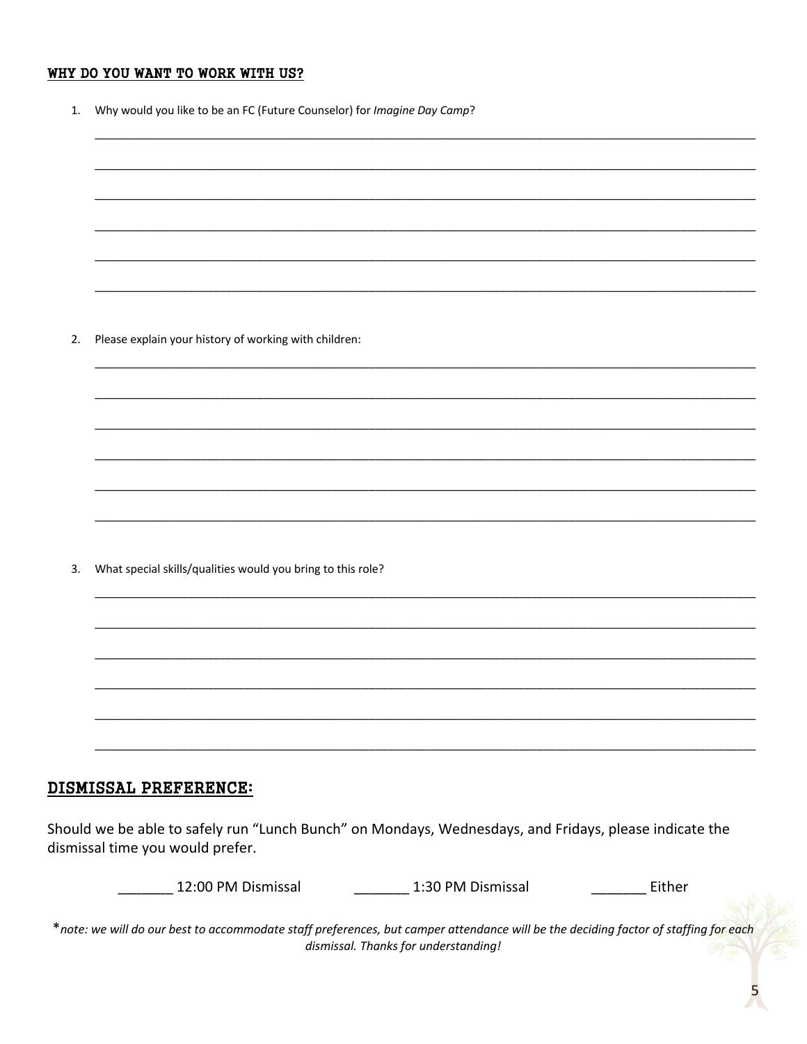## WHY DO YOU WANT TO WORK WITH US?

1. Why would you like to be an FC (Future Counselor) for *Imagine Day Camp*?

______________________________________________________________________________

______________________________________________________________________________

______________________________________________________________________________

______________________________________________________________________________

______________________________________________________________________________

______________________________________________________________________________

2. Please explain your history of working with children:

______________________________________________________________________________

______________________________________________________________________________

______________________________________________________________________________

______________________________________________________________________________

______________________________________________________________________________

______________________________________________________________________________

3. What special skills/qualities would you bring to this role?

______________________________________________________________________________

______________________________________________________________________________

______________________________________________________________________________

______________________________________________________________________________

______________________________________________________________________________

______________________________________________________________________________

## DISMISSAL PREFERENCE:

Should we be able to safely run "Lunch Bunch" on Mondays, Wednesdays, and Fridays, please indicate the dismissal time you would prefer.

_______ 12:00 PM Dismissal  _______ 1:30 PM Dismissal  _______ Either

\**note: we will do our best to accommodate staff preferences, but camper attendance will be the deciding factor of staffing for each dismissal. Thanks for understanding!*